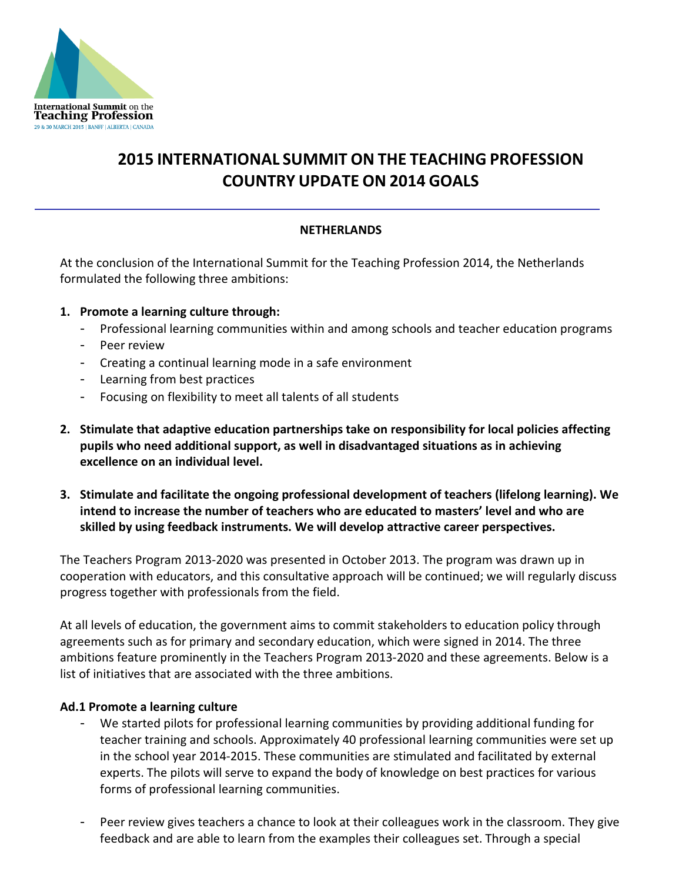# 2015 INTERNATIONAL SUMMIT ON THE TEACHING PROFESSION COUNTRY UPDATE ON 2014 GOALS

## NETHERLANDS

At the conclusion of the International Summit for the Teaching Profession 2014, the Netherlands formulated the following three ambitions:

1. **Promote a learning culture through:**
   - Professional learning communities within and among schools and teacher education programs
   - Peer review
   - Creating a continual learning mode in a safe environment
   - Learning from best practices
   - Focusing on flexibility to meet all talents of all students

2. **Stimulate that adaptive education partnerships take on responsibility for local policies affecting pupils who need additional support, as well in disadvantaged situations as in achieving excellence on an individual level.**

3. **Stimulate and facilitate the ongoing professional development of teachers (lifelong learning). We intend to increase the number of teachers who are educated to masters' level and who are skilled by using feedback instruments. We will develop attractive career perspectives.**

The Teachers Program 2013-2020 was presented in October 2013. The program was drawn up in cooperation with educators, and this consultative approach will be continued; we will regularly discuss progress together with professionals from the field.

At all levels of education, the government aims to commit stakeholders to education policy through agreements such as for primary and secondary education, which were signed in 2014. The three ambitions feature prominently in the Teachers Program 2013-2020 and these agreements. Below is a list of initiatives that are associated with the three ambitions.

### Ad.1 Promote a learning culture

- We started pilots for professional learning communities by providing additional funding for teacher training and schools. Approximately 40 professional learning communities were set up in the school year 2014-2015. These communities are stimulated and facilitated by external experts. The pilots will serve to expand the body of knowledge on best practices for various forms of professional learning communities.

- Peer review gives teachers a chance to look at their colleagues work in the classroom. They give feedback and are able to learn from the examples their colleagues set. Through a special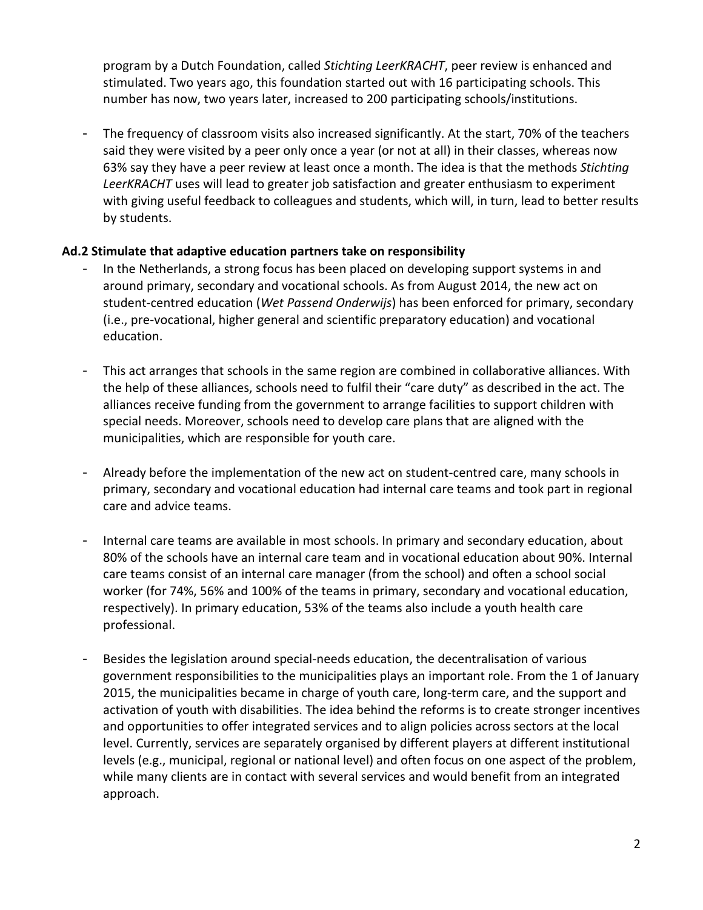program by a Dutch Foundation, called *Stichting LeerKRACHT*, peer review is enhanced and stimulated. Two years ago, this foundation started out with 16 participating schools. This number has now, two years later, increased to 200 participating schools/institutions.

- The frequency of classroom visits also increased significantly. At the start, 70% of the teachers said they were visited by a peer only once a year (or not at all) in their classes, whereas now 63% say they have a peer review at least once a month. The idea is that the methods *Stichting LeerKRACHT* uses will lead to greater job satisfaction and greater enthusiasm to experiment with giving useful feedback to colleagues and students, which will, in turn, lead to better results by students.

**Ad.2 Stimulate that adaptive education partners take on responsibility**

- In the Netherlands, a strong focus has been placed on developing support systems in and around primary, secondary and vocational schools. As from August 2014, the new act on student-centred education (*Wet Passend Onderwijs*) has been enforced for primary, secondary (i.e., pre-vocational, higher general and scientific preparatory education) and vocational education.

- This act arranges that schools in the same region are combined in collaborative alliances. With the help of these alliances, schools need to fulfil their "care duty" as described in the act. The alliances receive funding from the government to arrange facilities to support children with special needs. Moreover, schools need to develop care plans that are aligned with the municipalities, which are responsible for youth care.

- Already before the implementation of the new act on student-centred care, many schools in primary, secondary and vocational education had internal care teams and took part in regional care and advice teams.

- Internal care teams are available in most schools. In primary and secondary education, about 80% of the schools have an internal care team and in vocational education about 90%. Internal care teams consist of an internal care manager (from the school) and often a school social worker (for 74%, 56% and 100% of the teams in primary, secondary and vocational education, respectively). In primary education, 53% of the teams also include a youth health care professional.

- Besides the legislation around special-needs education, the decentralisation of various government responsibilities to the municipalities plays an important role. From the 1 of January 2015, the municipalities became in charge of youth care, long-term care, and the support and activation of youth with disabilities. The idea behind the reforms is to create stronger incentives and opportunities to offer integrated services and to align policies across sectors at the local level. Currently, services are separately organised by different players at different institutional levels (e.g., municipal, regional or national level) and often focus on one aspect of the problem, while many clients are in contact with several services and would benefit from an integrated approach.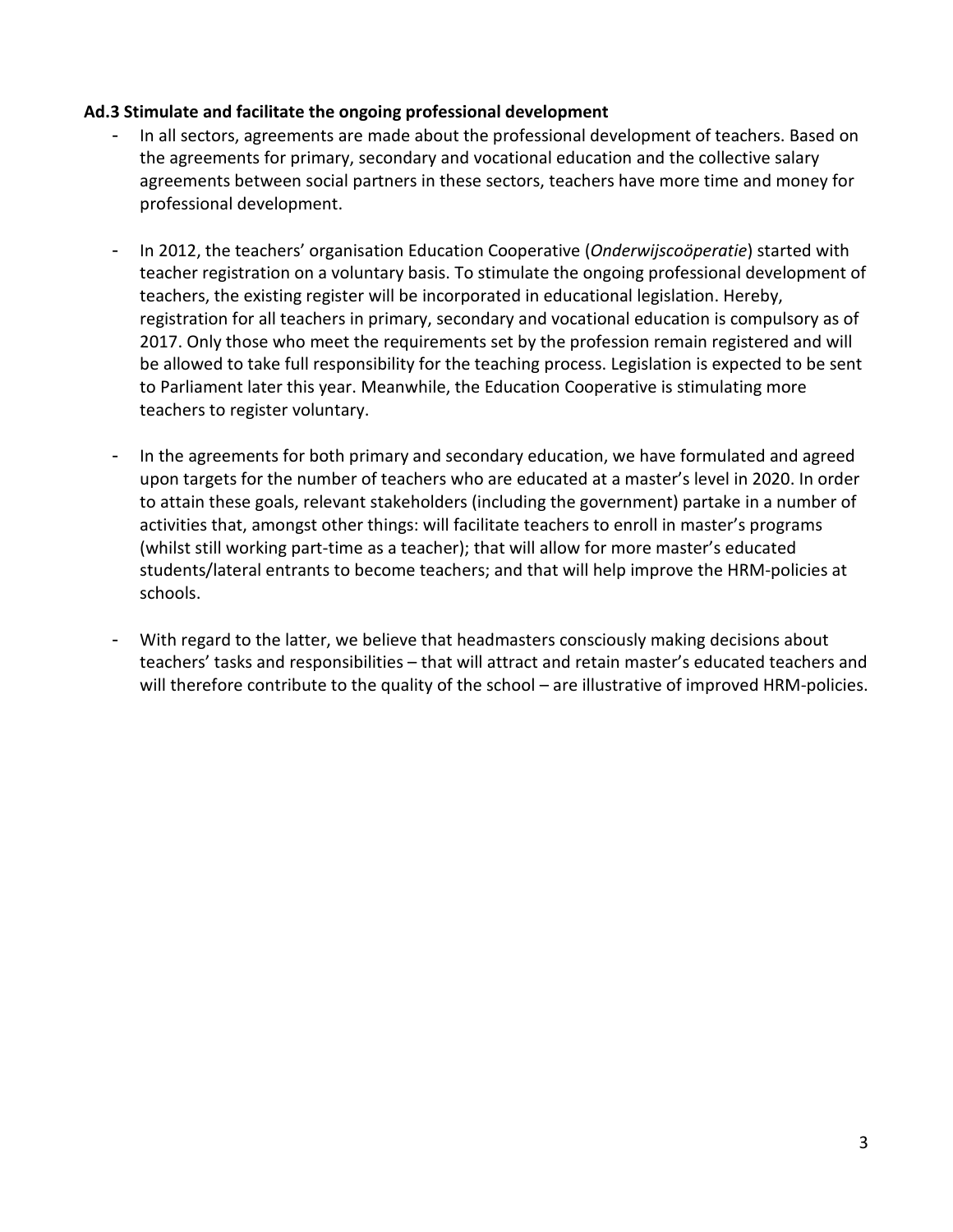**Ad.3 Stimulate and facilitate the ongoing professional development**

- In all sectors, agreements are made about the professional development of teachers. Based on the agreements for primary, secondary and vocational education and the collective salary agreements between social partners in these sectors, teachers have more time and money for professional development.

- In 2012, the teachers' organisation Education Cooperative (*Onderwijscoöperatie*) started with teacher registration on a voluntary basis. To stimulate the ongoing professional development of teachers, the existing register will be incorporated in educational legislation. Hereby, registration for all teachers in primary, secondary and vocational education is compulsory as of 2017. Only those who meet the requirements set by the profession remain registered and will be allowed to take full responsibility for the teaching process. Legislation is expected to be sent to Parliament later this year. Meanwhile, the Education Cooperative is stimulating more teachers to register voluntary.

- In the agreements for both primary and secondary education, we have formulated and agreed upon targets for the number of teachers who are educated at a master's level in 2020. In order to attain these goals, relevant stakeholders (including the government) partake in a number of activities that, amongst other things: will facilitate teachers to enroll in master's programs (whilst still working part-time as a teacher); that will allow for more master's educated students/lateral entrants to become teachers; and that will help improve the HRM-policies at schools.

- With regard to the latter, we believe that headmasters consciously making decisions about teachers' tasks and responsibilities – that will attract and retain master's educated teachers and will therefore contribute to the quality of the school – are illustrative of improved HRM-policies.